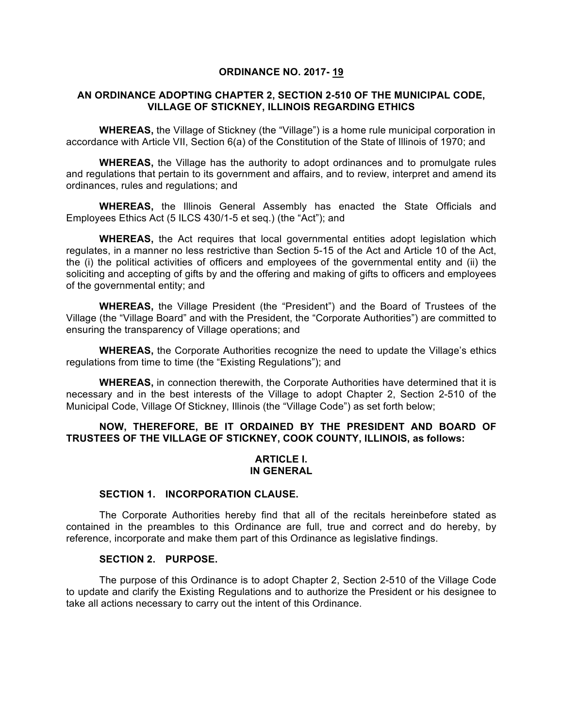**ORDINANCE NO. 2017- 19**

**AN ORDINANCE ADOPTING CHAPTER 2, SECTION 2-510 OF THE MUNICIPAL CODE, VILLAGE OF STICKNEY, ILLINOIS REGARDING ETHICS**

**WHEREAS,** the Village of Stickney (the "Village") is a home rule municipal corporation in accordance with Article VII, Section 6(a) of the Constitution of the State of Illinois of 1970; and

**WHEREAS,** the Village has the authority to adopt ordinances and to promulgate rules and regulations that pertain to its government and affairs, and to review, interpret and amend its ordinances, rules and regulations; and

**WHEREAS,** the Illinois General Assembly has enacted the State Officials and Employees Ethics Act (5 ILCS 430/1-5 et seq.) (the "Act"); and

**WHEREAS,** the Act requires that local governmental entities adopt legislation which regulates, in a manner no less restrictive than Section 5-15 of the Act and Article 10 of the Act, the (i) the political activities of officers and employees of the governmental entity and (ii) the soliciting and accepting of gifts by and the offering and making of gifts to officers and employees of the governmental entity; and

**WHEREAS,** the Village President (the "President") and the Board of Trustees of the Village (the "Village Board" and with the President, the "Corporate Authorities") are committed to ensuring the transparency of Village operations; and

**WHEREAS,** the Corporate Authorities recognize the need to update the Village's ethics regulations from time to time (the "Existing Regulations"); and

**WHEREAS,** in connection therewith, the Corporate Authorities have determined that it is necessary and in the best interests of the Village to adopt Chapter 2, Section 2-510 of the Municipal Code, Village Of Stickney, Illinois (the "Village Code") as set forth below;

**NOW, THEREFORE, BE IT ORDAINED BY THE PRESIDENT AND BOARD OF TRUSTEES OF THE VILLAGE OF STICKNEY, COOK COUNTY, ILLINOIS, as follows:**

## ARTICLE I.
## IN GENERAL

### SECTION 1. INCORPORATION CLAUSE.

The Corporate Authorities hereby find that all of the recitals hereinbefore stated as contained in the preambles to this Ordinance are full, true and correct and do hereby, by reference, incorporate and make them part of this Ordinance as legislative findings.

### SECTION 2. PURPOSE.

The purpose of this Ordinance is to adopt Chapter 2, Section 2-510 of the Village Code to update and clarify the Existing Regulations and to authorize the President or his designee to take all actions necessary to carry out the intent of this Ordinance.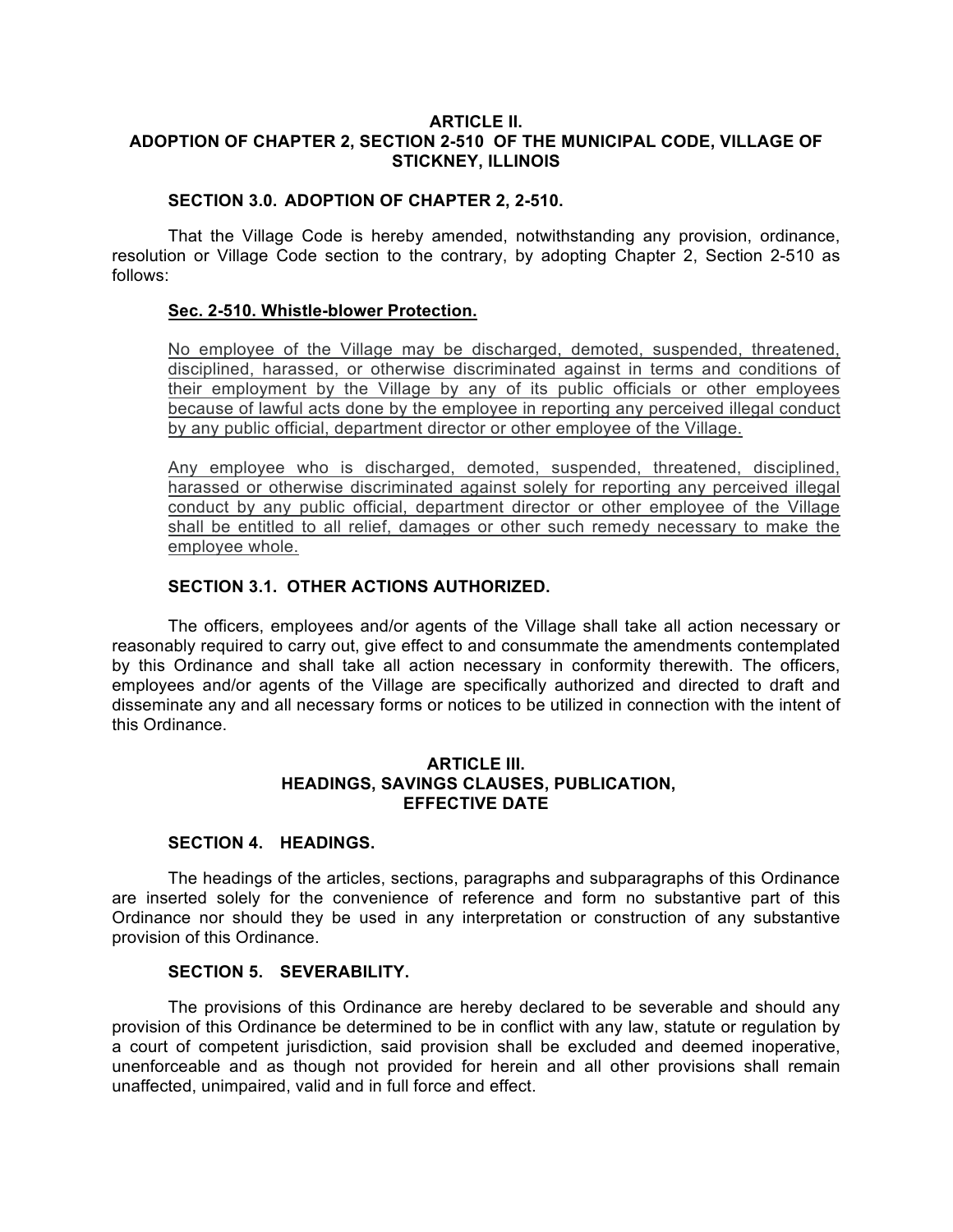## ARTICLE II.
## ADOPTION OF CHAPTER 2, SECTION 2-510 OF THE MUNICIPAL CODE, VILLAGE OF STICKNEY, ILLINOIS

### SECTION 3.0. ADOPTION OF CHAPTER 2, 2-510.

That the Village Code is hereby amended, notwithstanding any provision, ordinance, resolution or Village Code section to the contrary, by adopting Chapter 2, Section 2-510 as follows:

**Sec. 2-510. Whistle-blower Protection.**

<u>No employee of the Village may be discharged, demoted, suspended, threatened, disciplined, harassed, or otherwise discriminated against in terms and conditions of their employment by the Village by any of its public officials or other employees because of lawful acts done by the employee in reporting any perceived illegal conduct by any public official, department director or other employee of the Village.</u>

<u>Any employee who is discharged, demoted, suspended, threatened, disciplined, harassed or otherwise discriminated against solely for reporting any perceived illegal conduct by any public official, department director or other employee of the Village shall be entitled to all relief, damages or other such remedy necessary to make the employee whole.</u>

### SECTION 3.1. OTHER ACTIONS AUTHORIZED.

The officers, employees and/or agents of the Village shall take all action necessary or reasonably required to carry out, give effect to and consummate the amendments contemplated by this Ordinance and shall take all action necessary in conformity therewith. The officers, employees and/or agents of the Village are specifically authorized and directed to draft and disseminate any and all necessary forms or notices to be utilized in connection with the intent of this Ordinance.

## ARTICLE III.
## HEADINGS, SAVINGS CLAUSES, PUBLICATION, EFFECTIVE DATE

### SECTION 4. HEADINGS.

The headings of the articles, sections, paragraphs and subparagraphs of this Ordinance are inserted solely for the convenience of reference and form no substantive part of this Ordinance nor should they be used in any interpretation or construction of any substantive provision of this Ordinance.

### SECTION 5. SEVERABILITY.

The provisions of this Ordinance are hereby declared to be severable and should any provision of this Ordinance be determined to be in conflict with any law, statute or regulation by a court of competent jurisdiction, said provision shall be excluded and deemed inoperative, unenforceable and as though not provided for herein and all other provisions shall remain unaffected, unimpaired, valid and in full force and effect.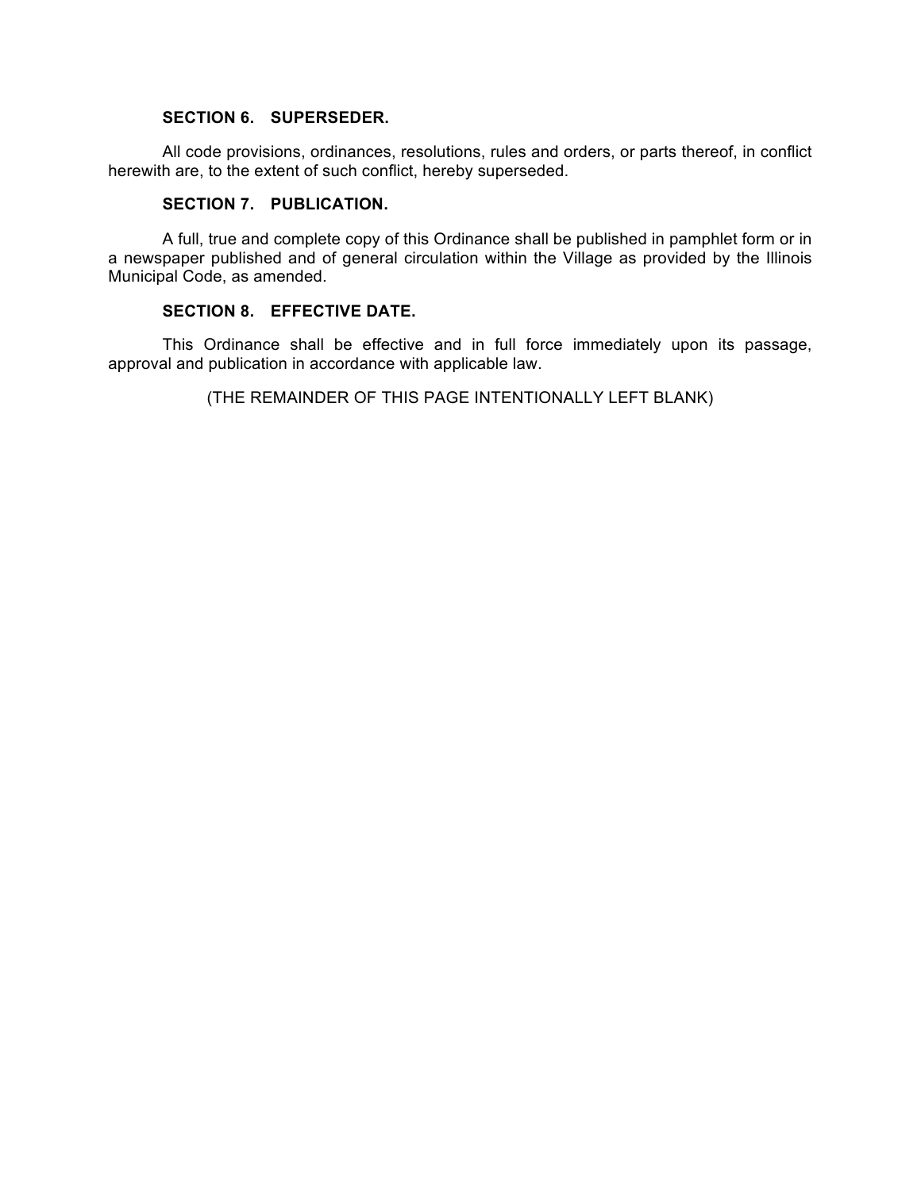**SECTION 6. SUPERSEDER.**

All code provisions, ordinances, resolutions, rules and orders, or parts thereof, in conflict herewith are, to the extent of such conflict, hereby superseded.

**SECTION 7. PUBLICATION.**

A full, true and complete copy of this Ordinance shall be published in pamphlet form or in a newspaper published and of general circulation within the Village as provided by the Illinois Municipal Code, as amended.

**SECTION 8. EFFECTIVE DATE.**

This Ordinance shall be effective and in full force immediately upon its passage, approval and publication in accordance with applicable law.

(THE REMAINDER OF THIS PAGE INTENTIONALLY LEFT BLANK)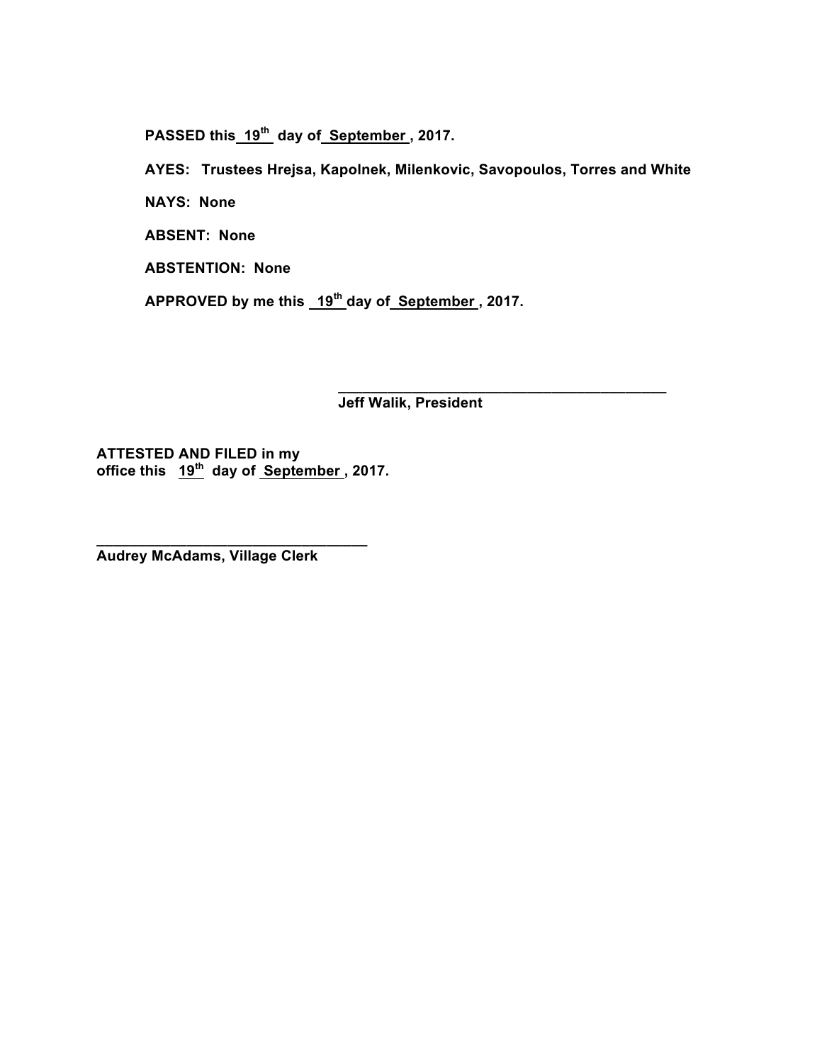**PASSED this 19th day of September, 2017.**

**AYES: Trustees Hrejsa, Kapolnek, Milenkovic, Savopoulos, Torres and White**

**NAYS: None**

**ABSENT: None**

**ABSTENTION: None**

**APPROVED by me this 19th day of September, 2017.**

\_\_\_\_\_\_\_\_\_\_\_\_\_\_\_\_\_\_\_\_\_\_\_\_\_\_\_\_\_\_\_\_\_\_\_\_\_\_\_\_\_\_

**Jeff Walik, President**

**ATTESTED AND FILED in my office this 19th day of September, 2017.**

\_\_\_\_\_\_\_\_\_\_\_\_\_\_\_\_\_\_\_\_\_\_\_\_\_\_\_\_\_\_\_\_\_\_\_

**Audrey McAdams, Village Clerk**